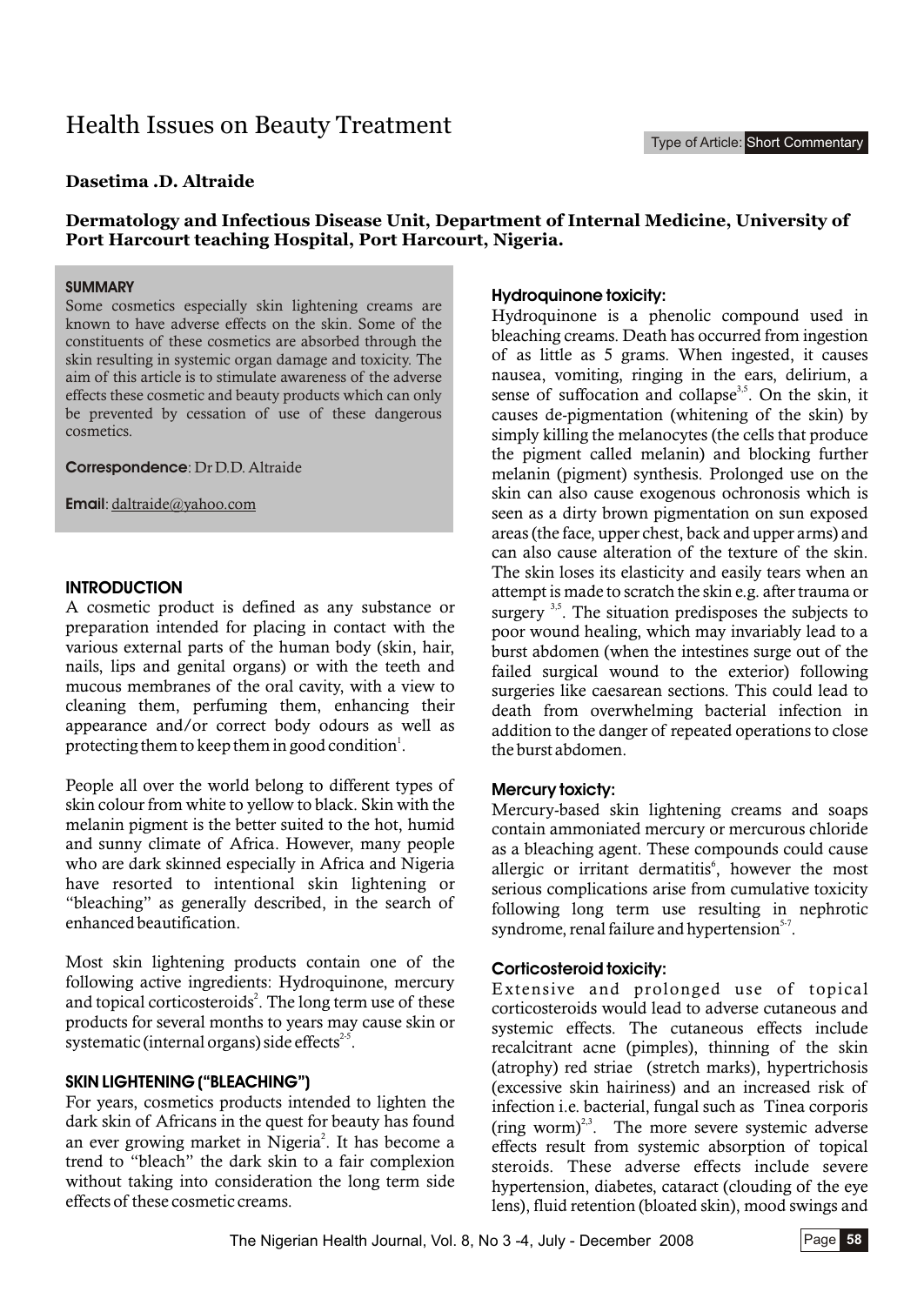# Health Issues on Beauty Treatment

Type of Article: Short Commentary

**Dasetima .D. Altraide**

**Dermatology and Infectious Disease Unit, Department of Internal Medicine, University of Port Harcourt teaching Hospital, Port Harcourt, Nigeria.**

**SUMMARY**

Some cosmetics especially skin lightening creams are known to have adverse effects on the skin. Some of the constituents of these cosmetics are absorbed through the skin resulting in systemic organ damage and toxicity. The aim of this article is to stimulate awareness of the adverse effects these cosmetic and beauty products which can only be prevented by cessation of use of these dangerous cosmetics.

**Correspondence**: Dr D.D. Altraide

**Email**: daltraide@yahoo.com

## INTRODUCTION

A cosmetic product is defined as any substance or preparation intended for placing in contact with the various external parts of the human body (skin, hair, nails, lips and genital organs) or with the teeth and mucous membranes of the oral cavity, with a view to cleaning them, perfuming them, enhancing their appearance and/or correct body odours as well as protecting them to keep them in good condition[1].

People all over the world belong to different types of skin colour from white to yellow to black. Skin with the melanin pigment is the better suited to the hot, humid and sunny climate of Africa. However, many people who are dark skinned especially in Africa and Nigeria have resorted to intentional skin lightening or "bleaching" as generally described, in the search of enhanced beautification.

Most skin lightening products contain one of the following active ingredients: Hydroquinone, mercury and topical corticosteroids[2]. The long term use of these products for several months to years may cause skin or systematic (internal organs) side effects[2-5].

## SKIN LIGHTENING ("BLEACHING")

For years, cosmetics products intended to lighten the dark skin of Africans in the quest for beauty has found an ever growing market in Nigeria[2]. It has become a trend to "bleach" the dark skin to a fair complexion without taking into consideration the long term side effects of these cosmetic creams.

### Hydroquinone toxicity:

Hydroquinone is a phenolic compound used in bleaching creams. Death has occurred from ingestion of as little as 5 grams. When ingested, it causes nausea, vomiting, ringing in the ears, delirium, a sense of suffocation and collapse[3,5]. On the skin, it causes de-pigmentation (whitening of the skin) by simply killing the melanocytes (the cells that produce the pigment called melanin) and blocking further melanin (pigment) synthesis. Prolonged use on the skin can also cause exogenous ochronosis which is seen as a dirty brown pigmentation on sun exposed areas (the face, upper chest, back and upper arms) and can also cause alteration of the texture of the skin. The skin loses its elasticity and easily tears when an attempt is made to scratch the skin e.g. after trauma or surgery [3,5]. The situation predisposes the subjects to poor wound healing, which may invariably lead to a burst abdomen (when the intestines surge out of the failed surgical wound to the exterior) following surgeries like caesarean sections. This could lead to death from overwhelming bacterial infection in addition to the danger of repeated operations to close the burst abdomen.

### Mercury toxicity:

Mercury-based skin lightening creams and soaps contain ammoniated mercury or mercurous chloride as a bleaching agent. These compounds could cause allergic or irritant dermatitis[6], however the most serious complications arise from cumulative toxicity following long term use resulting in nephrotic syndrome, renal failure and hypertension[5-7].

### Corticosteroid toxicity:

Extensive and prolonged use of topical corticosteroids would lead to adverse cutaneous and systemic effects. The cutaneous effects include recalcitrant acne (pimples), thinning of the skin (atrophy) red striae (stretch marks), hypertrichosis (excessive skin hairiness) and an increased risk of infection i.e. bacterial, fungal such as Tinea corporis (ring worm)[2,3]. The more severe systemic adverse effects result from systemic absorption of topical steroids. These adverse effects include severe hypertension, diabetes, cataract (clouding of the eye lens), fluid retention (bloated skin), mood swings and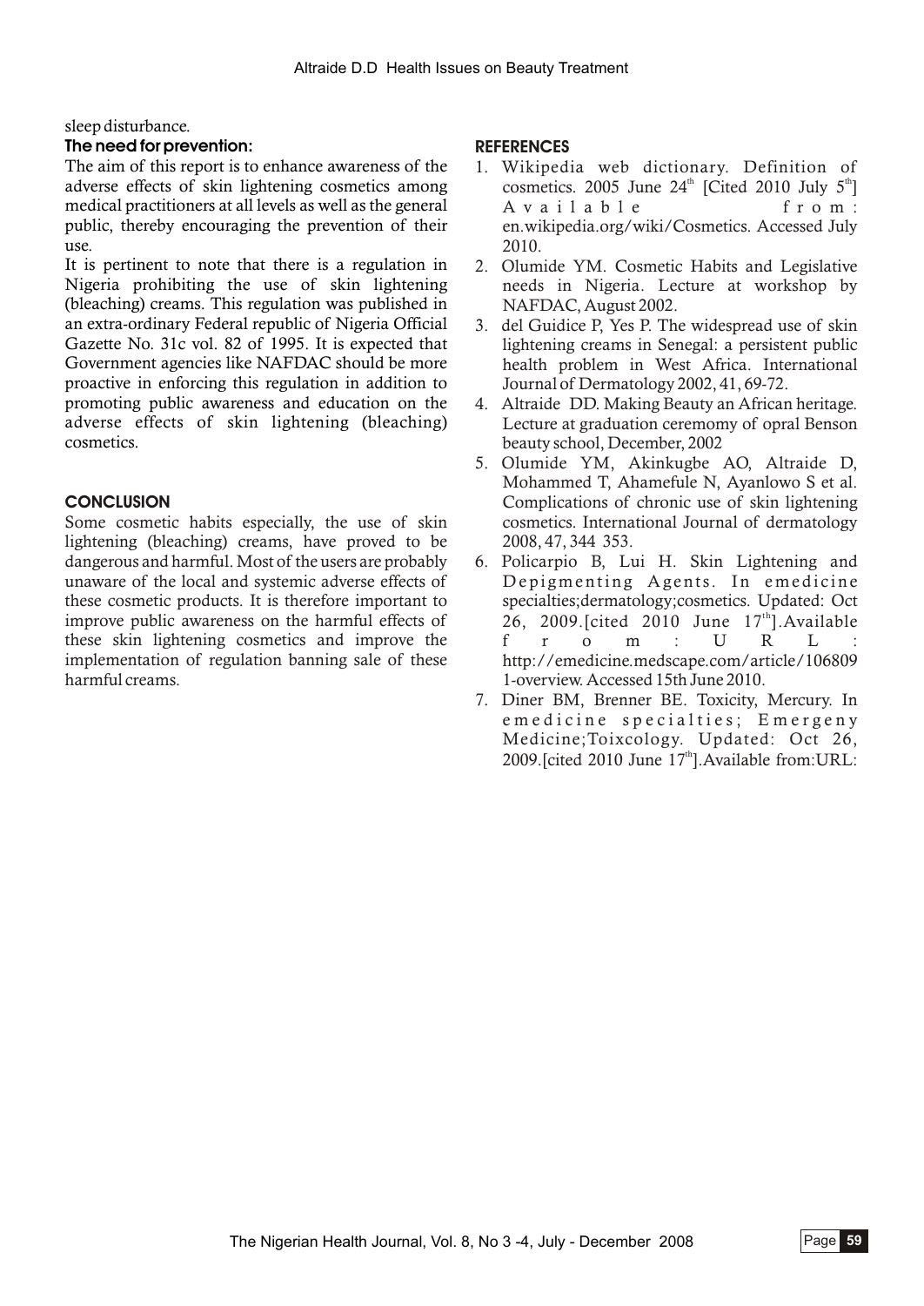sleep disturbance.

**The need for prevention:**

The aim of this report is to enhance awareness of the adverse effects of skin lightening cosmetics among medical practitioners at all levels as well as the general public, thereby encouraging the prevention of their use.

It is pertinent to note that there is a regulation in Nigeria prohibiting the use of skin lightening (bleaching) creams. This regulation was published in an extra-ordinary Federal republic of Nigeria Official Gazette No. 31c vol. 82 of 1995. It is expected that Government agencies like NAFDAC should be more proactive in enforcing this regulation in addition to promoting public awareness and education on the adverse effects of skin lightening (bleaching) cosmetics.

## CONCLUSION

Some cosmetic habits especially, the use of skin lightening (bleaching) creams, have proved to be dangerous and harmful. Most of the users are probably unaware of the local and systemic adverse effects of these cosmetic products. It is therefore important to improve public awareness on the harmful effects of these skin lightening cosmetics and improve the implementation of regulation banning sale of these harmful creams.

## REFERENCES

1. Wikipedia web dictionary. Definition of cosmetics. 2005 June 24th [Cited 2010 July 5th] Available from: en.wikipedia.org/wiki/Cosmetics. Accessed July 2010.
2. Olumide YM. Cosmetic Habits and Legislative needs in Nigeria. Lecture at workshop by NAFDAC, August 2002.
3. del Guidice P, Yes P. The widespread use of skin lightening creams in Senegal: a persistent public health problem in West Africa. International Journal of Dermatology 2002, 41, 69-72.
4. Altraide DD. Making Beauty an African heritage. Lecture at graduation ceremomy of opral Benson beauty school, December, 2002
5. Olumide YM, Akinkugbe AO, Altraide D, Mohammed T, Ahamefule N, Ayanlowo S et al. Complications of chronic use of skin lightening cosmetics. International Journal of dermatology 2008, 47, 344 353.
6. Policarpio B, Lui H. Skin Lightening and Depigmenting Agents. In emedicine specialties;dermatology;cosmetics. Updated: Oct 26, 2009.[cited 2010 June 17th].Available from: URL: http://emedicine.medscape.com/article/1068091-overview. Accessed 15th June 2010.
7. Diner BM, Brenner BE. Toxicity, Mercury. In emedicine specialties; Emergeny Medicine;Toixcology. Updated: Oct 26, 2009.[cited 2010 June 17th].Available from:URL: